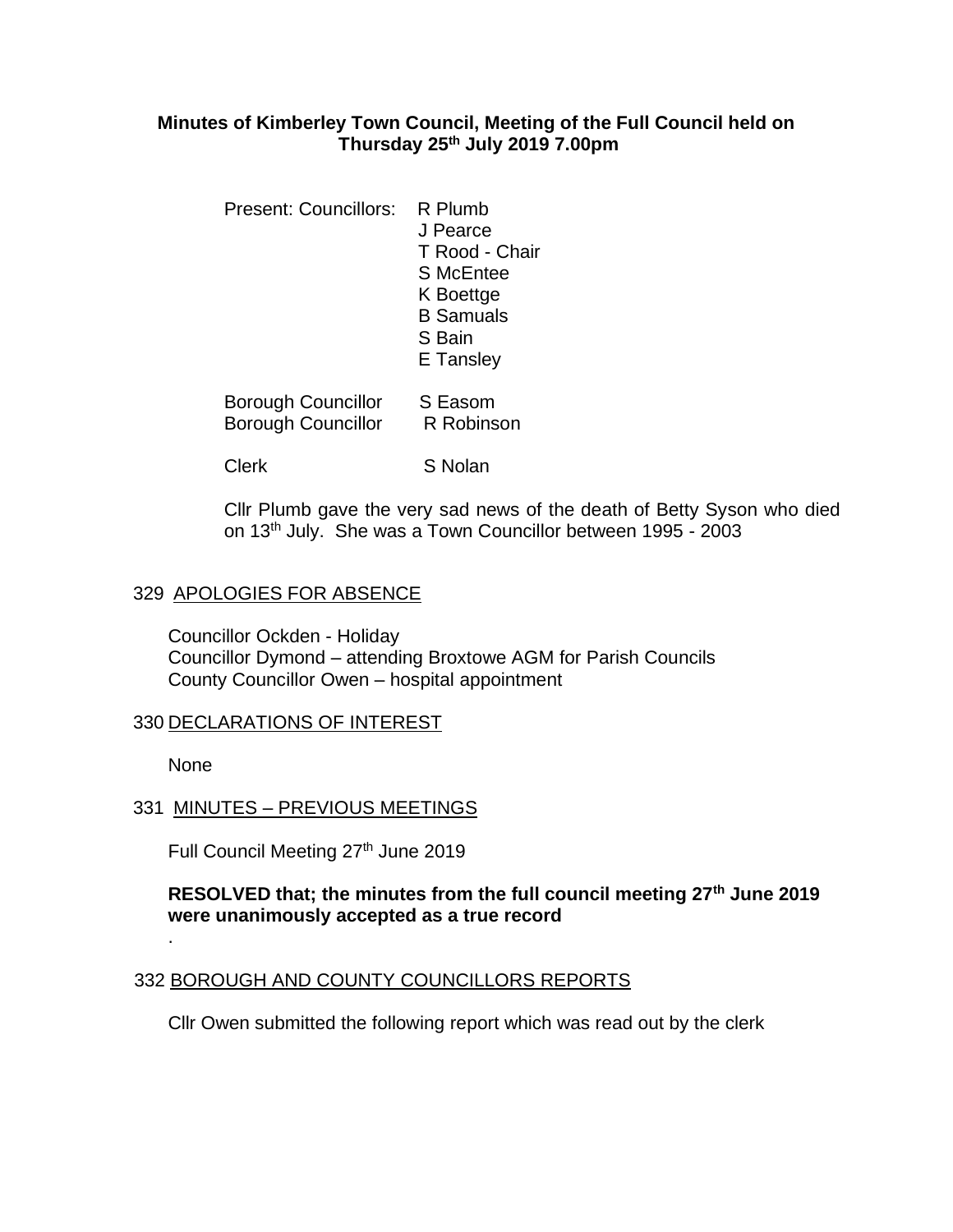**Minutes of Kimberley Town Council, Meeting of the Full Council held on Thursday 25th July 2019 7.00pm**

Present: Councillors: R Plumb
J Pearce
T Rood - Chair
S McEntee
K Boettge
B Samuals
S Bain
E Tansley

Borough Councillor S Easom
Borough Councillor R Robinson

Clerk S Nolan

Cllr Plumb gave the very sad news of the death of Betty Syson who died on 13th July. She was a Town Councillor between 1995 - 2003

## 329 APOLOGIES FOR ABSENCE

Councillor Ockden - Holiday
Councillor Dymond – attending Broxtowe AGM for Parish Councils
County Councillor Owen – hospital appointment

## 330 DECLARATIONS OF INTEREST

None

## 331 MINUTES – PREVIOUS MEETINGS

Full Council Meeting 27th June 2019

**RESOLVED that; the minutes from the full council meeting 27th June 2019 were unanimously accepted as a true record**

.

## 332 BOROUGH AND COUNTY COUNCILLORS REPORTS

Cllr Owen submitted the following report which was read out by the clerk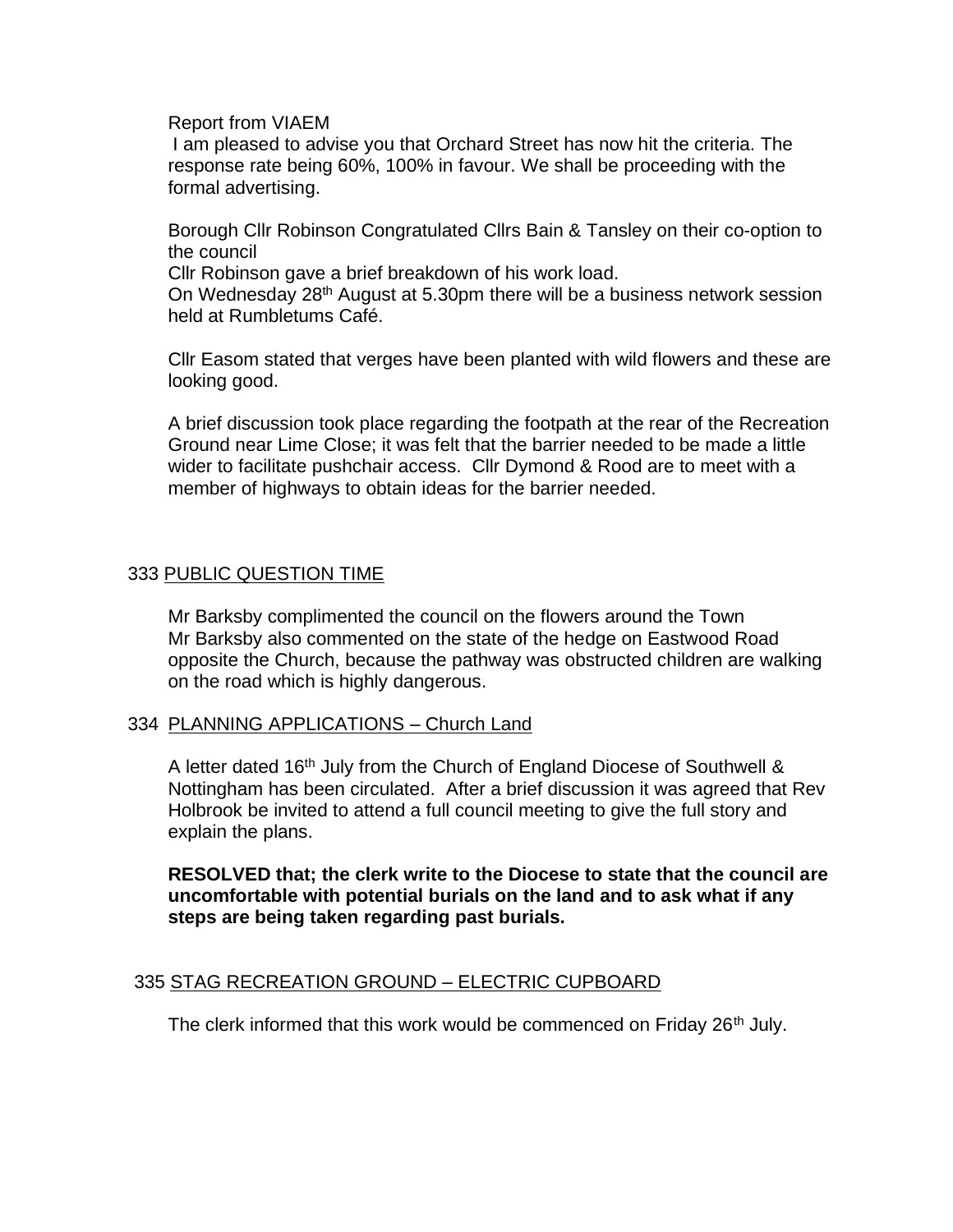Report from VIAEM

I am pleased to advise you that Orchard Street has now hit the criteria. The response rate being 60%, 100% in favour. We shall be proceeding with the formal advertising.

Borough Cllr Robinson Congratulated Cllrs Bain & Tansley on their co-option to the council

Cllr Robinson gave a brief breakdown of his work load.

On Wednesday 28th August at 5.30pm there will be a business network session held at Rumbletums Café.

Cllr Easom stated that verges have been planted with wild flowers and these are looking good.

A brief discussion took place regarding the footpath at the rear of the Recreation Ground near Lime Close; it was felt that the barrier needed to be made a little wider to facilitate pushchair access. Cllr Dymond & Rood are to meet with a member of highways to obtain ideas for the barrier needed.

## 333 PUBLIC QUESTION TIME

Mr Barksby complimented the council on the flowers around the Town

Mr Barksby also commented on the state of the hedge on Eastwood Road opposite the Church, because the pathway was obstructed children are walking on the road which is highly dangerous.

## 334 PLANNING APPLICATIONS – Church Land

A letter dated 16th July from the Church of England Diocese of Southwell & Nottingham has been circulated. After a brief discussion it was agreed that Rev Holbrook be invited to attend a full council meeting to give the full story and explain the plans.

**RESOLVED that; the clerk write to the Diocese to state that the council are uncomfortable with potential burials on the land and to ask what if any steps are being taken regarding past burials.**

## 335 STAG RECREATION GROUND – ELECTRIC CUPBOARD

The clerk informed that this work would be commenced on Friday 26th July.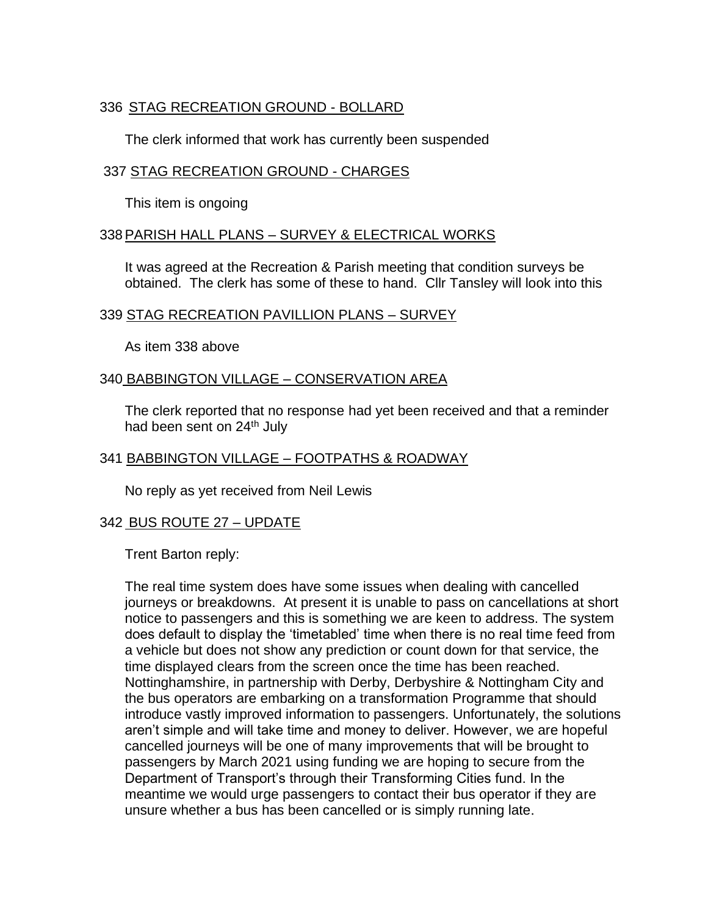336 <u>STAG RECREATION GROUND - BOLLARD</u>

The clerk informed that work has currently been suspended

337 <u>STAG RECREATION GROUND - CHARGES</u>

This item is ongoing

338 <u>PARISH HALL PLANS – SURVEY & ELECTRICAL WORKS</u>

It was agreed at the Recreation & Parish meeting that condition surveys be obtained. The clerk has some of these to hand. Cllr Tansley will look into this

339 <u>STAG RECREATION PAVILLION PLANS – SURVEY</u>

As item 338 above

340 <u>BABBINGTON VILLAGE – CONSERVATION AREA</u>

The clerk reported that no response had yet been received and that a reminder had been sent on 24th July

341 <u>BABBINGTON VILLAGE – FOOTPATHS & ROADWAY</u>

No reply as yet received from Neil Lewis

342 <u>BUS ROUTE 27 – UPDATE</u>

Trent Barton reply:

The real time system does have some issues when dealing with cancelled journeys or breakdowns. At present it is unable to pass on cancellations at short notice to passengers and this is something we are keen to address. The system does default to display the 'timetabled' time when there is no real time feed from a vehicle but does not show any prediction or count down for that service, the time displayed clears from the screen once the time has been reached. Nottinghamshire, in partnership with Derby, Derbyshire & Nottingham City and the bus operators are embarking on a transformation Programme that should introduce vastly improved information to passengers. Unfortunately, the solutions aren't simple and will take time and money to deliver. However, we are hopeful cancelled journeys will be one of many improvements that will be brought to passengers by March 2021 using funding we are hoping to secure from the Department of Transport's through their Transforming Cities fund. In the meantime we would urge passengers to contact their bus operator if they are unsure whether a bus has been cancelled or is simply running late.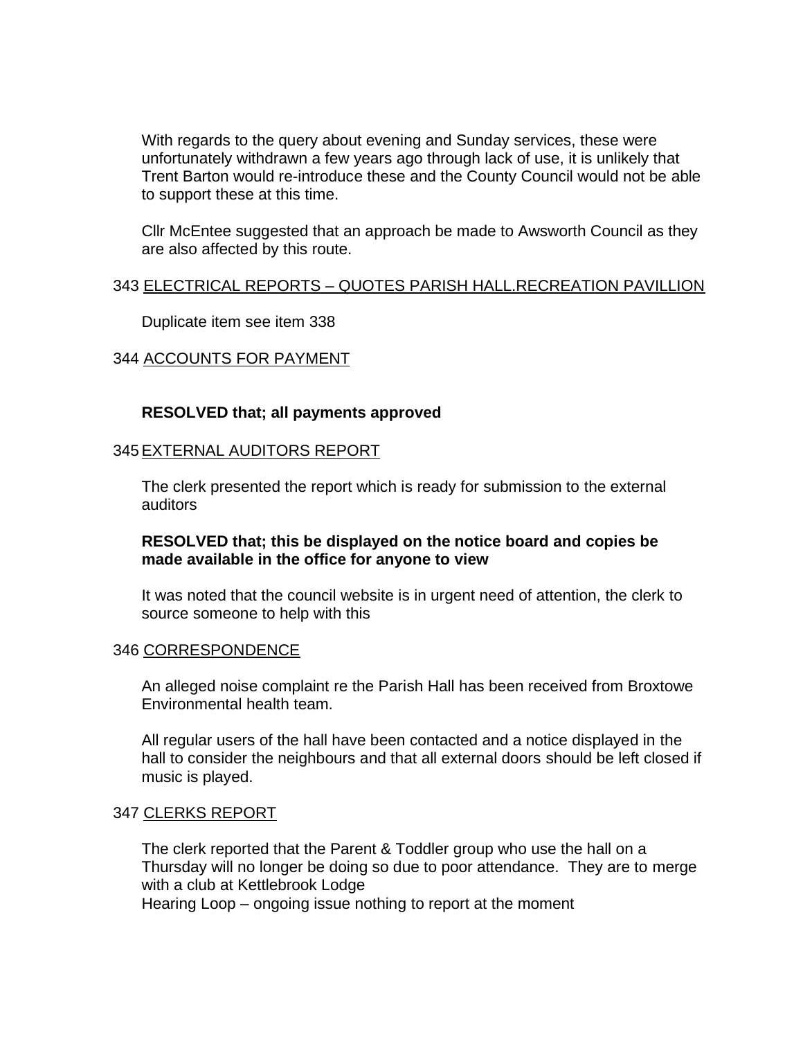With regards to the query about evening and Sunday services, these were unfortunately withdrawn a few years ago through lack of use, it is unlikely that Trent Barton would re-introduce these and the County Council would not be able to support these at this time.

Cllr McEntee suggested that an approach be made to Awsworth Council as they are also affected by this route.

343 <u>ELECTRICAL REPORTS – QUOTES PARISH HALL.RECREATION PAVILLION</u>

Duplicate item see item 338

344 <u>ACCOUNTS FOR PAYMENT</u>

**RESOLVED that; all payments approved**

345 <u>EXTERNAL AUDITORS REPORT</u>

The clerk presented the report which is ready for submission to the external auditors

**RESOLVED that; this be displayed on the notice board and copies be made available in the office for anyone to view**

It was noted that the council website is in urgent need of attention, the clerk to source someone to help with this

346 <u>CORRESPONDENCE</u>

An alleged noise complaint re the Parish Hall has been received from Broxtowe Environmental health team.

All regular users of the hall have been contacted and a notice displayed in the hall to consider the neighbours and that all external doors should be left closed if music is played.

347 <u>CLERKS REPORT</u>

The clerk reported that the Parent & Toddler group who use the hall on a Thursday will no longer be doing so due to poor attendance. They are to merge with a club at Kettlebrook Lodge
Hearing Loop – ongoing issue nothing to report at the moment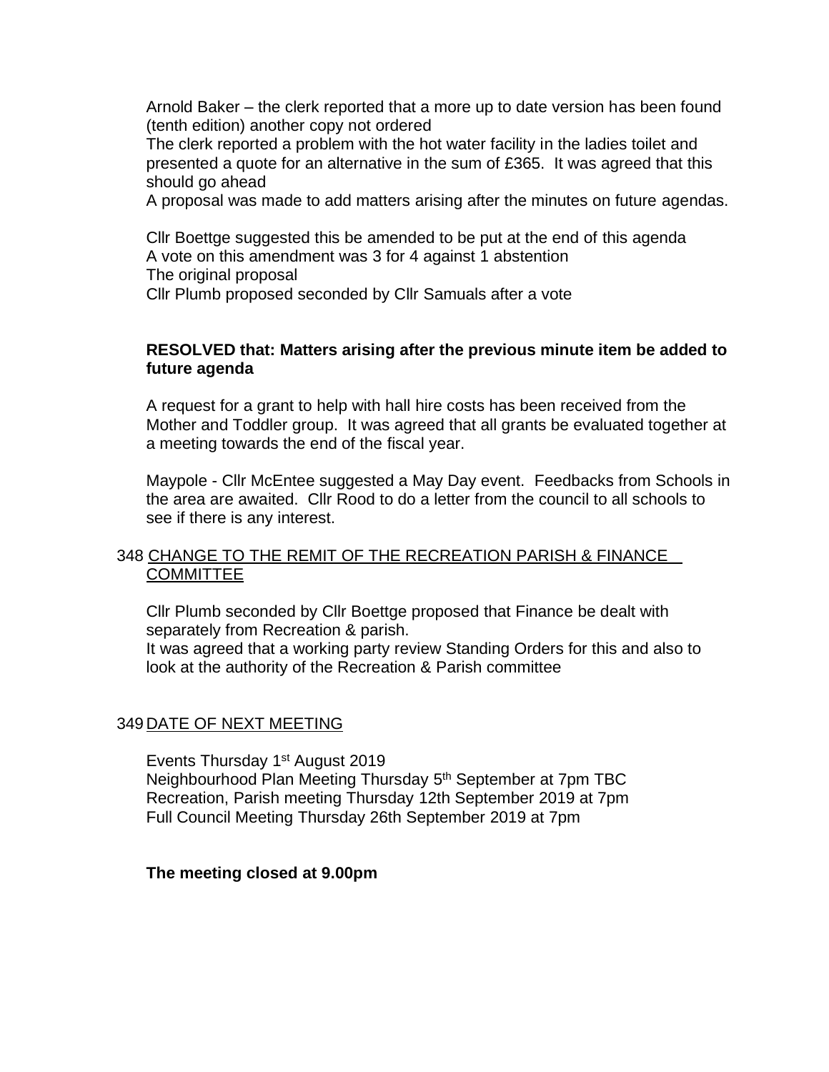Arnold Baker – the clerk reported that a more up to date version has been found (tenth edition) another copy not ordered
The clerk reported a problem with the hot water facility in the ladies toilet and presented a quote for an alternative in the sum of £365. It was agreed that this should go ahead
A proposal was made to add matters arising after the minutes on future agendas.

Cllr Boettge suggested this be amended to be put at the end of this agenda
A vote on this amendment was 3 for 4 against 1 abstention
The original proposal
Cllr Plumb proposed seconded by Cllr Samuals after a vote

**RESOLVED that: Matters arising after the previous minute item be added to future agenda**

A request for a grant to help with hall hire costs has been received from the Mother and Toddler group. It was agreed that all grants be evaluated together at a meeting towards the end of the fiscal year.

Maypole - Cllr McEntee suggested a May Day event. Feedbacks from Schools in the area are awaited. Cllr Rood to do a letter from the council to all schools to see if there is any interest.

348 CHANGE TO THE REMIT OF THE RECREATION PARISH & FINANCE COMMITTEE

Cllr Plumb seconded by Cllr Boettge proposed that Finance be dealt with separately from Recreation & parish.
It was agreed that a working party review Standing Orders for this and also to look at the authority of the Recreation & Parish committee

349 DATE OF NEXT MEETING

Events Thursday 1st August 2019
Neighbourhood Plan Meeting Thursday 5th September at 7pm TBC
Recreation, Parish meeting Thursday 12th September 2019 at 7pm
Full Council Meeting Thursday 26th September 2019 at 7pm

**The meeting closed at 9.00pm**